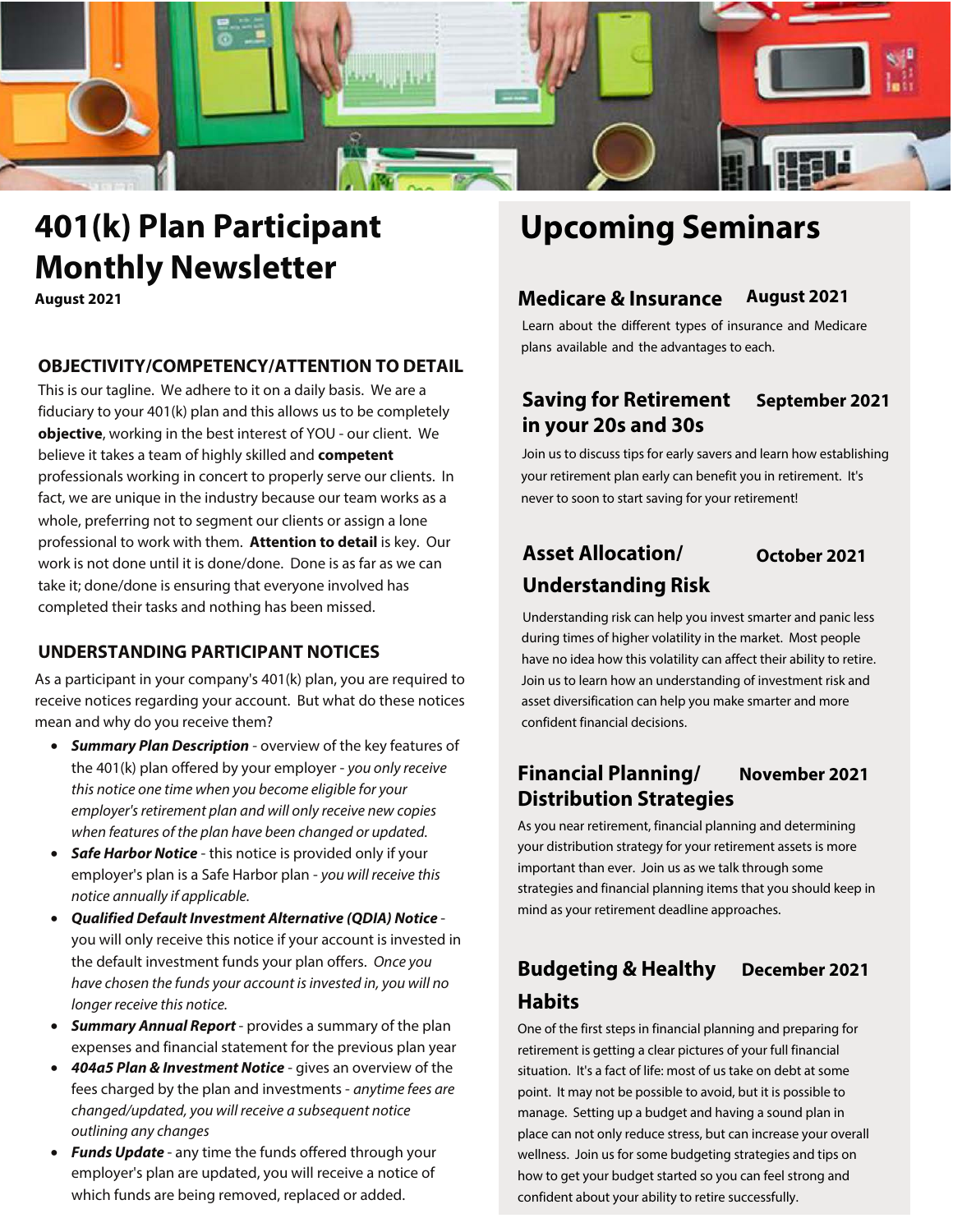# 401(k) Plan Participant Monthly Newsletter

**August 2021**

## OBJECTIVITY/COMPETENCY/ATTENTION TO DETAIL

This is our tagline. We adhere to it on a daily basis. We are a fiduciary to your 401(k) plan and this allows us to be completely **objective**, working in the best interest of YOU - our client. We believe it takes a team of highly skilled and **competent** professionals working in concert to properly serve our clients. In fact, we are unique in the industry because our team works as a whole, preferring not to segment our clients or assign a lone professional to work with them. **Attention to detail** is key. Our work is not done until it is done/done. Done is as far as we can take it; done/done is ensuring that everyone involved has completed their tasks and nothing has been missed.

## UNDERSTANDING PARTICIPANT NOTICES

As a participant in your company's 401(k) plan, you are required to receive notices regarding your account. But what do these notices mean and why do you receive them?

- ***Summary Plan Description*** - overview of the key features of the 401(k) plan offered by your employer - *you only receive this notice one time when you become eligible for your employer's retirement plan and will only receive new copies when features of the plan have been changed or updated.*
- ***Safe Harbor Notice*** - this notice is provided only if your employer's plan is a Safe Harbor plan - *you will receive this notice annually if applicable.*
- ***Qualified Default Investment Alternative (QDIA) Notice*** - you will only receive this notice if your account is invested in the default investment funds your plan offers. *Once you have chosen the funds your account is invested in, you will no longer receive this notice.*
- ***Summary Annual Report*** - provides a summary of the plan expenses and financial statement for the previous plan year
- ***404a5 Plan & Investment Notice*** - gives an overview of the fees charged by the plan and investments - *anytime fees are changed/updated, you will receive a subsequent notice outlining any changes*
- ***Funds Update*** - any time the funds offered through your employer's plan are updated, you will receive a notice of which funds are being removed, replaced or added.

# Upcoming Seminars

### Medicare & Insurance — August 2021

Learn about the different types of insurance and Medicare plans available and the advantages to each.

### Saving for Retirement in your 20s and 30s — September 2021

Join us to discuss tips for early savers and learn how establishing your retirement plan early can benefit you in retirement. It's never to soon to start saving for your retirement!

### Asset Allocation/ Understanding Risk — October 2021

Understanding risk can help you invest smarter and panic less during times of higher volatility in the market. Most people have no idea how this volatility can affect their ability to retire. Join us to learn how an understanding of investment risk and asset diversification can help you make smarter and more confident financial decisions.

### Financial Planning/ Distribution Strategies — November 2021

As you near retirement, financial planning and determining your distribution strategy for your retirement assets is more important than ever. Join us as we talk through some strategies and financial planning items that you should keep in mind as your retirement deadline approaches.

### Budgeting & Healthy Habits — December 2021

One of the first steps in financial planning and preparing for retirement is getting a clear pictures of your full financial situation. It's a fact of life: most of us take on debt at some point. It may not be possible to avoid, but it is possible to manage. Setting up a budget and having a sound plan in place can not only reduce stress, but can increase your overall wellness. Join us for some budgeting strategies and tips on how to get your budget started so you can feel strong and confident about your ability to retire successfully.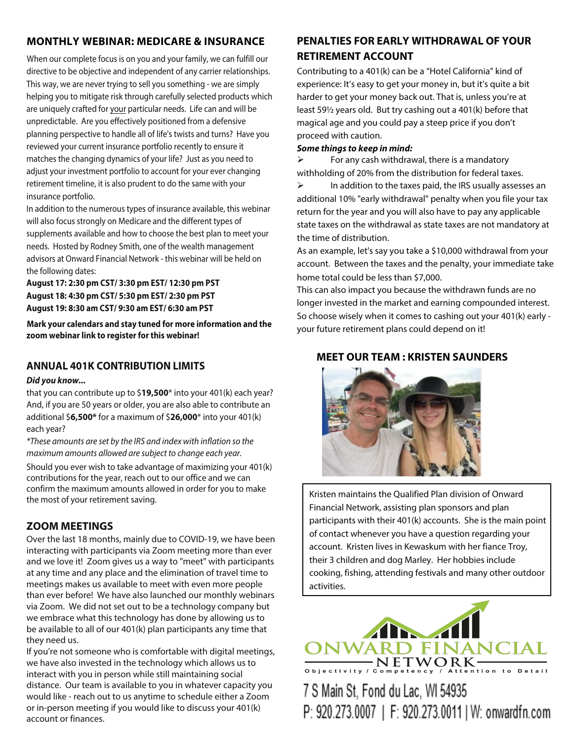## MONTHLY WEBINAR: MEDICARE & INSURANCE

When our complete focus is on you and your family, we can fulfill our directive to be objective and independent of any carrier relationships. This way, we are never trying to sell you something - we are simply helping you to mitigate risk through carefully selected products which are uniquely crafted for your particular needs. Life can and will be unpredictable. Are you effectively positioned from a defensive planning perspective to handle all of life's twists and turns? Have you reviewed your current insurance portfolio recently to ensure it matches the changing dynamics of your life? Just as you need to adjust your investment portfolio to account for your ever changing retirement timeline, it is also prudent to do the same with your insurance portfolio.

In addition to the numerous types of insurance available, this webinar will also focus strongly on Medicare and the different types of supplements available and how to choose the best plan to meet your needs. Hosted by Rodney Smith, one of the wealth management advisors at Onward Financial Network - this webinar will be held on the following dates:

**August 17: 2:30 pm CST/ 3:30 pm EST/ 12:30 pm PST**
**August 18: 4:30 pm CST/ 5:30 pm EST/ 2:30 pm PST**
**August 19: 8:30 am CST/ 9:30 am EST/ 6:30 am PST**

**Mark your calendars and stay tuned for more information and the zoom webinar link to register for this webinar!**

## ANNUAL 401K CONTRIBUTION LIMITS

***Did you know...***

that you can contribute up to $**19,500*** into your 401(k) each year? And, if you are 50 years or older, you are also able to contribute an additional $**6,500*** for a maximum of $**26,000*** into your 401(k) each year?

*\*These amounts are set by the IRS and index with inflation so the maximum amounts allowed are subject to change each year.*

Should you ever wish to take advantage of maximizing your 401(k) contributions for the year, reach out to our office and we can confirm the maximum amounts allowed in order for you to make the most of your retirement saving.

## ZOOM MEETINGS

Over the last 18 months, mainly due to COVID-19, we have been interacting with participants via Zoom meeting more than ever and we love it! Zoom gives us a way to "meet" with participants at any time and any place and the elimination of travel time to meetings makes us available to meet with even more people than ever before! We have also launched our monthly webinars via Zoom. We did not set out to be a technology company but we embrace what this technology has done by allowing us to be available to all of our 401(k) plan participants any time that they need us.

If you're not someone who is comfortable with digital meetings, we have also invested in the technology which allows us to interact with you in person while still maintaining social distance. Our team is available to you in whatever capacity you would like - reach out to us anytime to schedule either a Zoom or in-person meeting if you would like to discuss your 401(k) account or finances.

## PENALTIES FOR EARLY WITHDRAWAL OF YOUR RETIREMENT ACCOUNT

Contributing to a 401(k) can be a "Hotel California" kind of experience: It's easy to get your money in, but it's quite a bit harder to get your money back out. That is, unless you're at least 59½ years old. But try cashing out a 401(k) before that magical age and you could pay a steep price if you don't proceed with caution.

***Some things to keep in mind:***

- For any cash withdrawal, there is a mandatory withholding of 20% from the distribution for federal taxes.
- In addition to the taxes paid, the IRS usually assesses an additional 10% "early withdrawal" penalty when you file your tax return for the year and you will also have to pay any applicable state taxes on the withdrawal as state taxes are not mandatory at the time of distribution.

As an example, let's say you take a $10,000 withdrawal from your account. Between the taxes and the penalty, your immediate take home total could be less than $7,000.

This can also impact you because the withdrawn funds are no longer invested in the market and earning compounded interest. So choose wisely when it comes to cashing out your 401(k) early - your future retirement plans could depend on it!

## MEET OUR TEAM : KRISTEN SAUNDERS

Kristen maintains the Qualified Plan division of Onward Financial Network, assisting plan sponsors and plan participants with their 401(k) accounts. She is the main point of contact whenever you have a question regarding your account. Kristen lives in Kewaskum with her fiance Troy, their 3 children and dog Marley. Her hobbies include cooking, fishing, attending festivals and many other outdoor activities.

ONWARD FINANCIAL NETWORK
Objectivity / Competency / Attention to Detail

7 S Main St, Fond du Lac, WI 54935
P: 920.273.0007 | F: 920.273.0011 | W: onwardfn.com